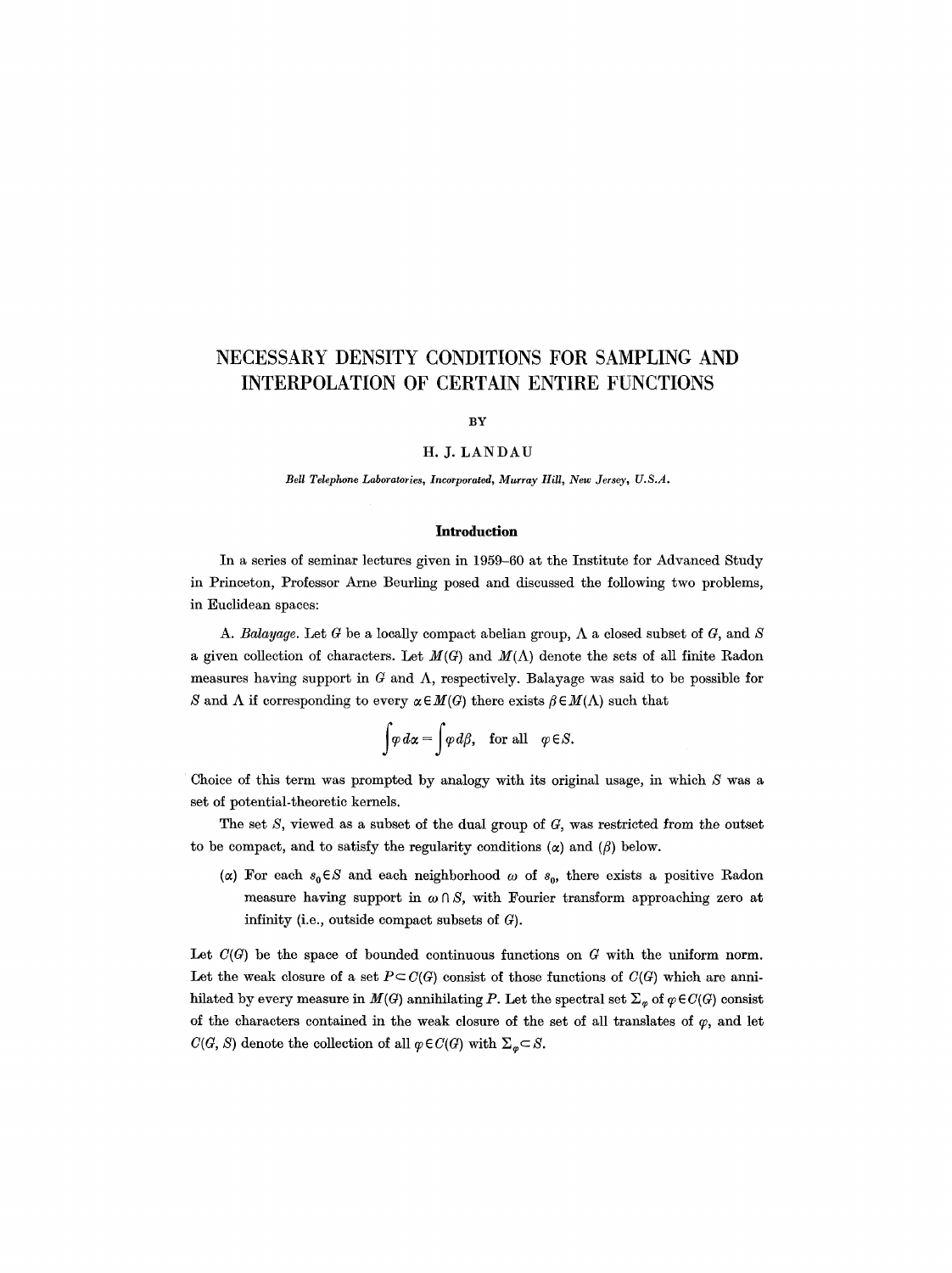# NECESSARY DENSITY CONDITIONS FOR SAMPLING AND INTERPOLATION OF CERTAIN ENTIRE FUNCTIONS

BY

H. J. LANDAU

*Bell Telephone Laboratories, Incorporated, Murray Hill, New Jersey, U.S.A.*

## Introduction

In a series of seminar lectures given in 1959–60 at the Institute for Advanced Study in Princeton, Professor Arne Beurling posed and discussed the following two problems, in Euclidean spaces:

A. *Balayage*. Let $G$ be a locally compact abelian group, $\Lambda$ a closed subset of $G$, and $S$ a given collection of characters. Let $M(G)$ and $M(\Lambda)$ denote the sets of all finite Radon measures having support in $G$ and $\Lambda$, respectively. Balayage was said to be possible for $S$ and $\Lambda$ if corresponding to every $\alpha \in M(G)$ there exists $\beta \in M(\Lambda)$ such that

$$\int \varphi \, d\alpha = \int \varphi \, d\beta, \quad \text{for all} \quad \varphi \in S.$$

Choice of this term was prompted by analogy with its original usage, in which $S$ was a set of potential-theoretic kernels.

The set $S$, viewed as a subset of the dual group of $G$, was restricted from the outset to be compact, and to satisfy the regularity conditions ($\alpha$) and ($\beta$) below.

($\alpha$) For each $s_0 \in S$ and each neighborhood $\omega$ of $s_0$, there exists a positive Radon measure having support in $\omega \cap S$, with Fourier transform approaching zero at infinity (i.e., outside compact subsets of $G$).

Let $C(G)$ be the space of bounded continuous functions on $G$ with the uniform norm. Let the weak closure of a set $P \subset C(G)$ consist of those functions of $C(G)$ which are annihilated by every measure in $M(G)$ annihilating $P$. Let the spectral set $\Sigma_\varphi$ of $\varphi \in C(G)$ consist of the characters contained in the weak closure of the set of all translates of $\varphi$, and let $C(G, S)$ denote the collection of all $\varphi \in C(G)$ with $\Sigma_\varphi \subset S$.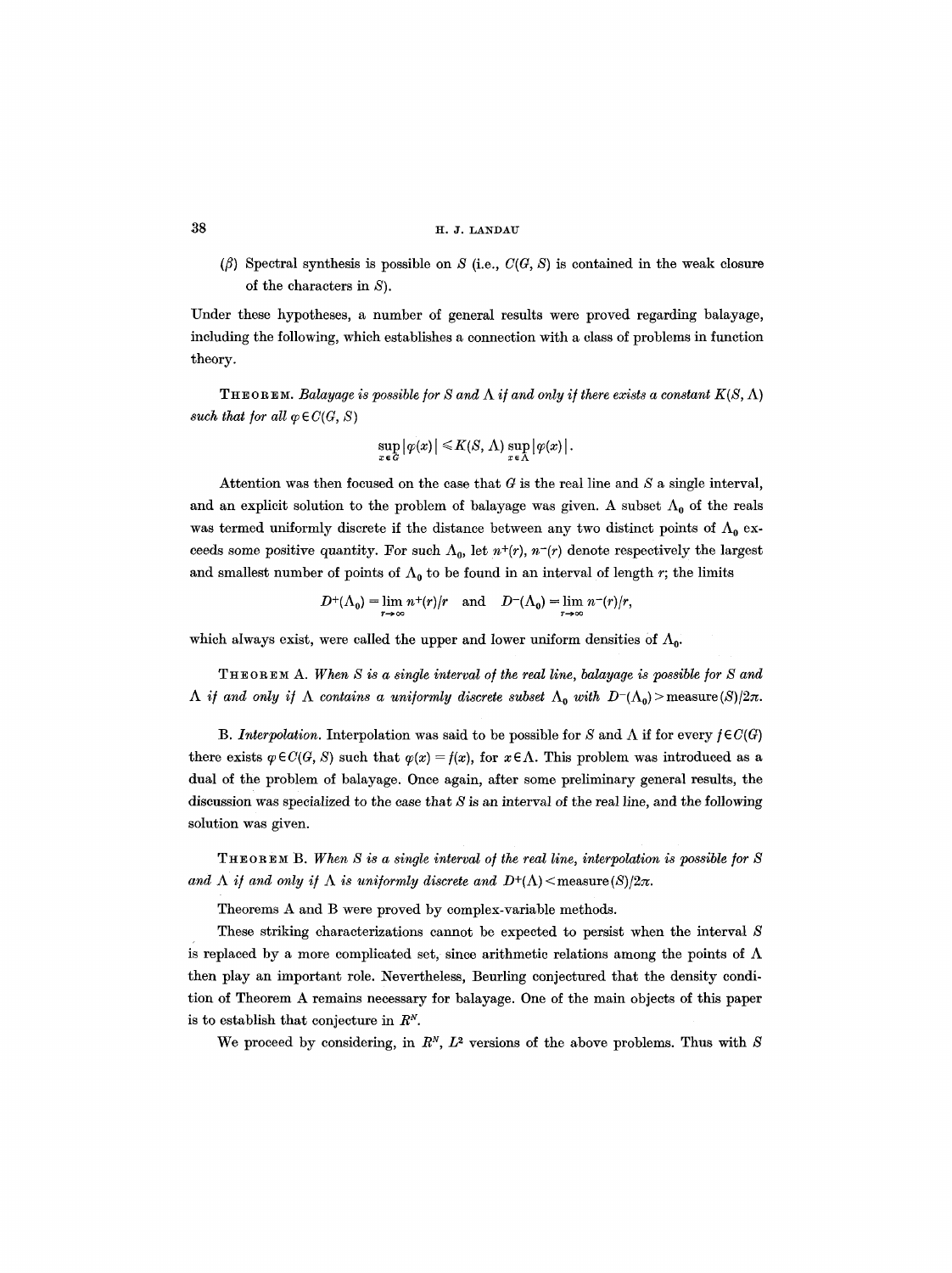($\beta$) Spectral synthesis is possible on $S$ (i.e., $C(G, S)$ is contained in the weak closure of the characters in $S$).

Under these hypotheses, a number of general results were proved regarding balayage, including the following, which establishes a connection with a class of problems in function theory.

THEOREM. *Balayage is possible for $S$ and $\Lambda$ if and only if there exists a constant $K(S, \Lambda)$ such that for all $\varphi \in C(G, S)$*

$$\sup_{x \in G} |\varphi(x)| \leqslant K(S, \Lambda) \sup_{x \in \Lambda} |\varphi(x)|.$$

Attention was then focused on the case that $G$ is the real line and $S$ a single interval, and an explicit solution to the problem of balayage was given. A subset $\Lambda_0$ of the reals was termed uniformly discrete if the distance between any two distinct points of $\Lambda_0$ exceeds some positive quantity. For such $\Lambda_0$, let $n^+(r)$, $n^-(r)$ denote respectively the largest and smallest number of points of $\Lambda_0$ to be found in an interval of length $r$; the limits

$$D^+(\Lambda_0) = \lim_{r \to \infty} n^+(r)/r \quad \text{and} \quad D^-(\Lambda_0) = \lim_{r \to \infty} n^-(r)/r,$$

which always exist, were called the upper and lower uniform densities of $\Lambda_0$.

THEOREM A. *When $S$ is a single interval of the real line, balayage is possible for $S$ and $\Lambda$ if and only if $\Lambda$ contains a uniformly discrete subset $\Lambda_0$ with $D^-(\Lambda_0) > \text{measure}(S)/2\pi$.*

B. *Interpolation.* Interpolation was said to be possible for $S$ and $\Lambda$ if for every $f \in C(G)$ there exists $\varphi \in C(G, S)$ such that $\varphi(x) = f(x)$, for $x \in \Lambda$. This problem was introduced as a dual of the problem of balayage. Once again, after some preliminary general results, the discussion was specialized to the case that $S$ is an interval of the real line, and the following solution was given.

THEOREM B. *When $S$ is a single interval of the real line, interpolation is possible for $S$ and $\Lambda$ if and only if $\Lambda$ is uniformly discrete and $D^+(\Lambda) < \text{measure}(S)/2\pi$.*

Theorems A and B were proved by complex-variable methods.

These striking characterizations cannot be expected to persist when the interval $S$ is replaced by a more complicated set, since arithmetic relations among the points of $\Lambda$ then play an important role. Nevertheless, Beurling conjectured that the density condition of Theorem A remains necessary for balayage. One of the main objects of this paper is to establish that conjecture in $R^N$.

We proceed by considering, in $R^N$, $L^2$ versions of the above problems. Thus with $S$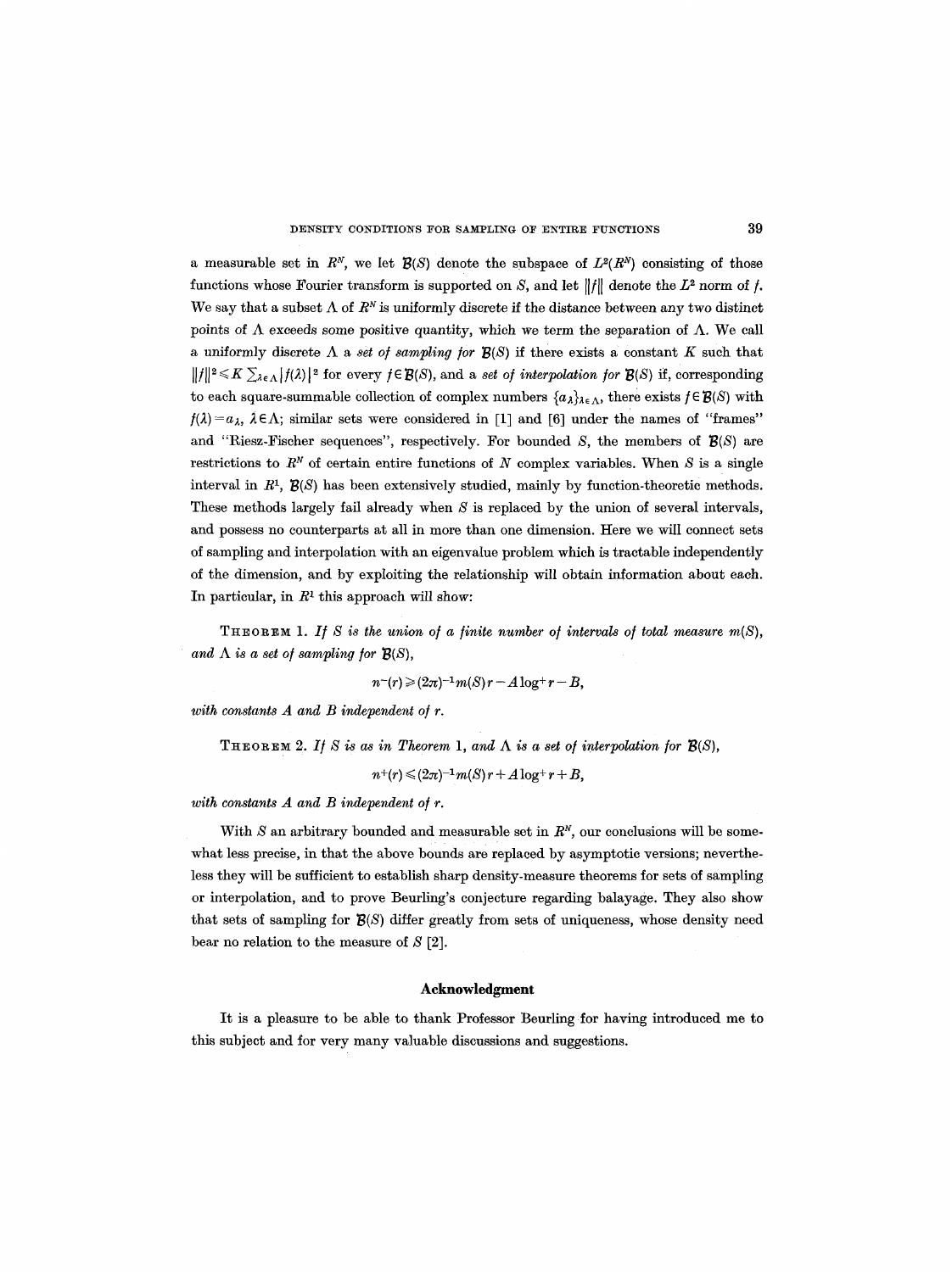a measurable set in $R^N$, we let $\mathcal{B}(S)$ denote the subspace of $L^2(R^N)$ consisting of those functions whose Fourier transform is supported on $S$, and let $\|f\|$ denote the $L^2$ norm of $f$. We say that a subset $\Lambda$ of $R^N$ is uniformly discrete if the distance between any two distinct points of $\Lambda$ exceeds some positive quantity, which we term the separation of $\Lambda$. We call a uniformly discrete $\Lambda$ a *set of sampling for* $\mathcal{B}(S)$ if there exists a constant $K$ such that $\|f\|^2 \leqslant K \sum_{\lambda \in \Lambda} |f(\lambda)|^2$ for every $f \in \mathcal{B}(S)$, and a *set of interpolation for* $\mathcal{B}(S)$ if, corresponding to each square-summable collection of complex numbers $\{a_\lambda\}_{\lambda \in \Lambda}$, there exists $f \in \mathcal{B}(S)$ with $f(\lambda) = a_\lambda$, $\lambda \in \Lambda$; similar sets were considered in [1] and [6] under the names of "frames" and "Riesz-Fischer sequences", respectively. For bounded $S$, the members of $\mathcal{B}(S)$ are restrictions to $R^N$ of certain entire functions of $N$ complex variables. When $S$ is a single interval in $R^1$, $\mathcal{B}(S)$ has been extensively studied, mainly by function-theoretic methods. These methods largely fail already when $S$ is replaced by the union of several intervals, and possess no counterparts at all in more than one dimension. Here we will connect sets of sampling and interpolation with an eigenvalue problem which is tractable independently of the dimension, and by exploiting the relationship will obtain information about each. In particular, in $R^1$ this approach will show:

THEOREM 1. *If $S$ is the union of a finite number of intervals of total measure $m(S)$, and $\Lambda$ is a set of sampling for $\mathcal{B}(S)$,*

$$n^-(r) \geqslant (2\pi)^{-1} m(S) r - A \log^+ r - B,$$

*with constants $A$ and $B$ independent of $r$.*

THEOREM 2. *If $S$ is as in Theorem 1, and $\Lambda$ is a set of interpolation for $\mathcal{B}(S)$,*

$$n^+(r) \leqslant (2\pi)^{-1} m(S) r + A \log^+ r + B,$$

*with constants $A$ and $B$ independent of $r$.*

With $S$ an arbitrary bounded and measurable set in $R^N$, our conclusions will be somewhat less precise, in that the above bounds are replaced by asymptotic versions; nevertheless they will be sufficient to establish sharp density-measure theorems for sets of sampling or interpolation, and to prove Beurling's conjecture regarding balayage. They also show that sets of sampling for $\mathcal{B}(S)$ differ greatly from sets of uniqueness, whose density need bear no relation to the measure of $S$ [2].

## Acknowledgment

It is a pleasure to be able to thank Professor Beurling for having introduced me to this subject and for very many valuable discussions and suggestions.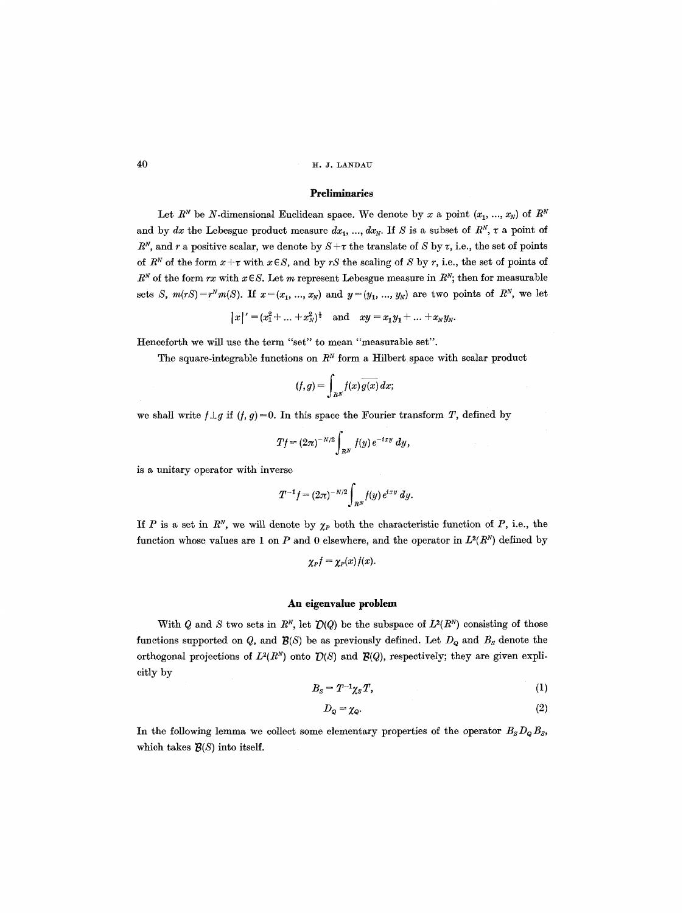## Preliminaries

Let $R^N$ be $N$-dimensional Euclidean space. We denote by $x$ a point $(x_1, ..., x_N)$ of $R^N$ and by $dx$ the Lebesgue product measure $dx_1, ..., dx_N$. If $S$ is a subset of $R^N$, $\tau$ a point of $R^N$, and $r$ a positive scalar, we denote by $S+\tau$ the translate of $S$ by $\tau$, i.e., the set of points of $R^N$ of the form $x+\tau$ with $x \in S$, and by $rS$ the scaling of $S$ by $r$, i.e., the set of points of $R^N$ of the form $rx$ with $x \in S$. Let $m$ represent Lebesgue measure in $R^N$; then for measurable sets $S$, $m(rS) = r^N m(S)$. If $x = (x_1, ..., x_N)$ and $y = (y_1, ..., y_N)$ are two points of $R^N$, we let

$$|x|' = (x_1^2 + ... + x_N^2)^{\frac{1}{2}} \quad \text{and} \quad xy = x_1 y_1 + ... + x_N y_N.$$

Henceforth we will use the term "set" to mean "measurable set".

The square-integrable functions on $R^N$ form a Hilbert space with scalar product

$$(f, g) = \int_{R^N} f(x)\overline{g(x)}\, dx;$$

we shall write $f \perp g$ if $(f, g) = 0$. In this space the Fourier transform $T$, defined by

$$Tf = (2\pi)^{-N/2} \int_{R^N} f(y)\, e^{-ixy}\, dy,$$

is a unitary operator with inverse

$$T^{-1} f = (2\pi)^{-N/2} \int_{R^N} f(y)\, e^{ixy}\, dy.$$

If $P$ is a set in $R^N$, we will denote by $\chi_P$ both the characteristic function of $P$, i.e., the function whose values are 1 on $P$ and 0 elsewhere, and the operator in $L^2(R^N)$ defined by

$$\chi_P f = \chi_P(x) f(x).$$

## An eigenvalue problem

With $Q$ and $S$ two sets in $R^N$, let $\mathcal{D}(Q)$ be the subspace of $L^2(R^N)$ consisting of those functions supported on $Q$, and $\mathcal{B}(S)$ be as previously defined. Let $D_Q$ and $B_S$ denote the orthogonal projections of $L^2(R^N)$ onto $\mathcal{D}(S)$ and $\mathcal{B}(Q)$, respectively; they are given explicitly by

$$B_S = T^{-1} \chi_S T, \tag{1}$$

$$D_Q = \chi_Q. \tag{2}$$

In the following lemma we collect some elementary properties of the operator $B_S D_Q B_S$, which takes $\mathcal{B}(S)$ into itself.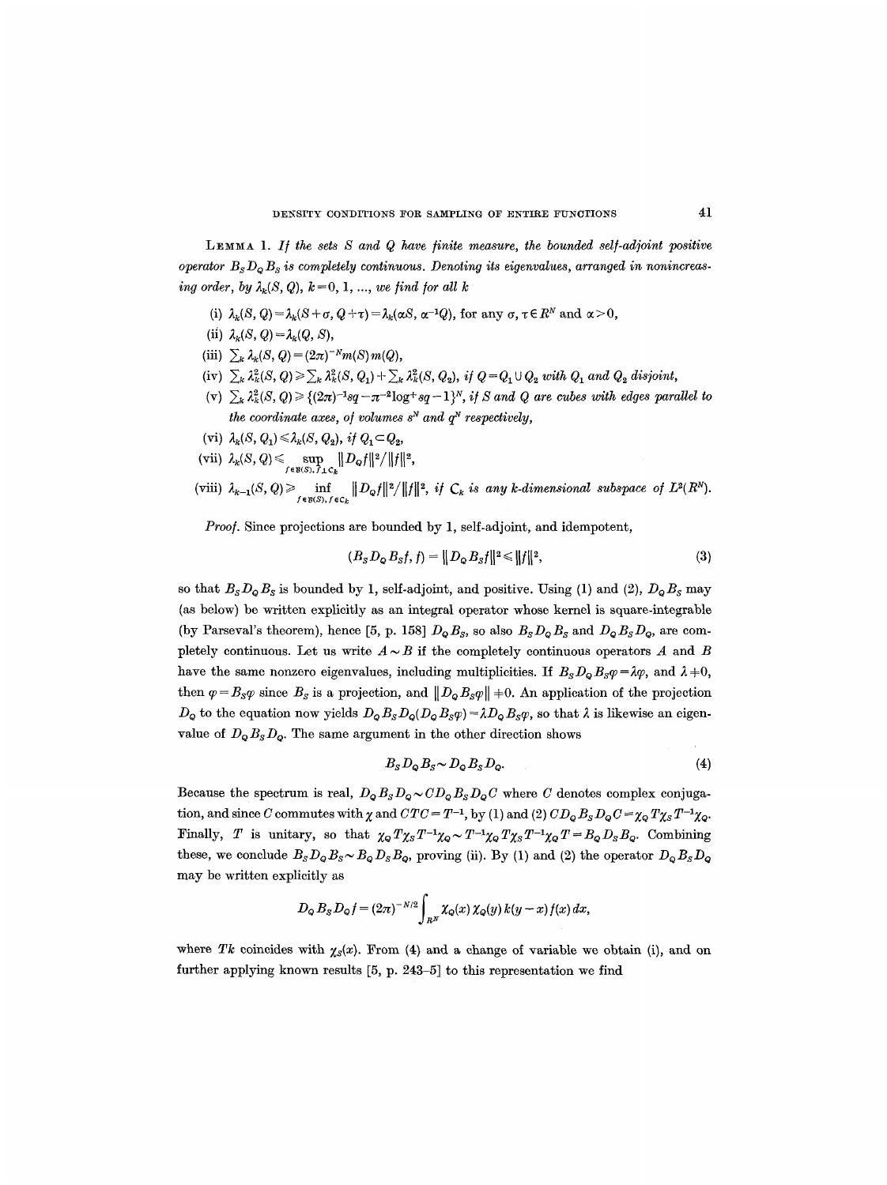**Lemma 1.** *If the sets $S$ and $Q$ have finite measure, the bounded self-adjoint positive operator $B_S D_Q B_S$ is completely continuous. Denoting its eigenvalues, arranged in nonincreasing order, by $\lambda_k(S, Q)$, $k=0, 1, \ldots$, we find for all $k$*

(i) $\lambda_k(S, Q) = \lambda_k(S+\sigma, Q+\tau) = \lambda_k(\alpha S, \alpha^{-1}Q)$, *for any $\sigma, \tau \in R^N$ and $\alpha > 0$,*

(ii) $\lambda_k(S, Q) = \lambda_k(Q, S)$,

(iii) $\sum_k \lambda_k(S, Q) = (2\pi)^{-N} m(S) m(Q)$,

(iv) $\sum_k \lambda_k^2(S, Q) \geqslant \sum_k \lambda_k^2(S, Q_1) + \sum_k \lambda_k^2(S, Q_2)$, *if $Q = Q_1 \cup Q_2$ with $Q_1$ and $Q_2$ disjoint,*

(v) $\sum_k \lambda_k^2(S, Q) \geqslant \{(2\pi)^{-1} sq - \pi^{-2} \log^+ sq - 1\}^N$, *if $S$ and $Q$ are cubes with edges parallel to the coordinate axes, of volumes $s^N$ and $q^N$ respectively,*

(vi) $\lambda_k(S, Q_1) \leqslant \lambda_k(S, Q_2)$, *if $Q_1 \subset Q_2$,*

(vii) $\lambda_k(S, Q) \leqslant \sup_{f \in B(S), f \perp C_k} \|D_Q f\|^2 / \|f\|^2$,

(viii) $\lambda_{k-1}(S, Q) \geqslant \inf_{f \in B(S), f \in C_k} \|D_Q f\|^2 / \|f\|^2$, *if $C_k$ is any $k$-dimensional subspace of $L^2(R^N)$.*

*Proof.* Since projections are bounded by 1, self-adjoint, and idempotent,

$$(B_S D_Q B_S f, f) = \|D_Q B_S f\|^2 \leqslant \|f\|^2, \tag{3}$$

so that $B_S D_Q B_S$ is bounded by 1, self-adjoint, and positive. Using (1) and (2), $D_Q B_S$ may (as below) be written explicitly as an integral operator whose kernel is square-integrable (by Parseval's theorem), hence [5, p. 158] $D_Q B_S$, so also $B_S D_Q B_S$ and $D_Q B_S D_Q$, are completely continuous. Let us write $A \sim B$ if the completely continuous operators $A$ and $B$ have the same nonzero eigenvalues, including multiplicities. If $B_S D_Q B_S \varphi = \lambda \varphi$, and $\lambda \neq 0$, then $\varphi = B_S \varphi$ since $B_S$ is a projection, and $\|D_Q B_S \varphi\| \neq 0$. An application of the projection $D_Q$ to the equation now yields $D_Q B_S D_Q (D_Q B_S \varphi) = \lambda D_Q B_S \varphi$, so that $\lambda$ is likewise an eigenvalue of $D_Q B_S D_Q$. The same argument in the other direction shows

$$B_S D_Q B_S \sim D_Q B_S D_Q. \tag{4}$$

Because the spectrum is real, $D_Q B_S D_Q \sim C D_Q B_S D_Q C$ where $C$ denotes complex conjugation, and since $C$ commutes with $\chi$ and $CTC = T^{-1}$, by (1) and (2) $C D_Q B_S D_Q C = \chi_Q T \chi_S T^{-1} \chi_Q$. Finally, $T$ is unitary, so that $\chi_Q T \chi_S T^{-1} \chi_Q \sim T^{-1} \chi_Q T \chi_S T^{-1} \chi_Q T = B_Q D_S B_Q$. Combining these, we conclude $B_S D_Q B_S \sim B_Q D_S B_Q$, proving (ii). By (1) and (2) the operator $D_Q B_S D_Q$ may be written explicitly as

$$D_Q B_S D_Q f = (2\pi)^{-N/2} \int_{R^N} \chi_Q(x) \chi_Q(y) k(y-x) f(x)\, dx,$$

where $Tk$ coincides with $\chi_S(x)$. From (4) and a change of variable we obtain (i), and on further applying known results [5, p. 243–5] to this representation we find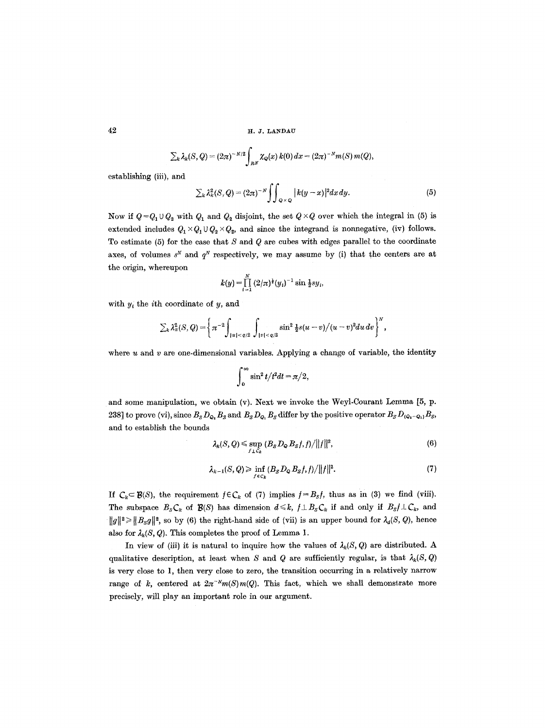$$\sum_k \lambda_k(S,Q) = (2\pi)^{-N/2}\int_{R^N} \chi_Q(x)\, k(0)\, dx = (2\pi)^{-N} m(S)\, m(Q),$$

establishing (iii), and

$$\sum_k \lambda_k^2(S,Q) = (2\pi)^{-N}\iint_{Q\times Q} |k(y-x)|^2 dx\, dy. \tag{5}$$

Now if $Q = Q_1 \cup Q_2$ with $Q_1$ and $Q_2$ disjoint, the set $Q\times Q$ over which the integral in (5) is extended includes $Q_1\times Q_1 \cup Q_2 \times Q_2$, and since the integrand is nonnegative, (iv) follows. To estimate (5) for the case that $S$ and $Q$ are cubes with edges parallel to the coordinate axes, of volumes $s^N$ and $q^N$ respectively, we may assume by (i) that the centers are at the origin, whereupon

$$k(y) = \prod_{i=1}^{N} (2/\pi)^{\frac{1}{2}} (y_i)^{-1} \sin \tfrac{1}{2} s y_i,$$

with $y_i$ the $i$th coordinate of $y$, and

$$\sum_k \lambda_k^2(S,Q) = \left\{ \pi^{-2} \int_{|u|<q/2} \int_{|v|<q/2} \sin^2 \tfrac{1}{2}s(u-v)/(u-v)^2 du\, dv \right\}^N,$$

where $u$ and $v$ are one-dimensional variables. Applying a change of variable, the identity

$$\int_0^\infty \sin^2 t/t^2 dt = \pi/2,$$

and some manipulation, we obtain (v). Next we invoke the Weyl-Courant Lemma [5, p. 238] to prove (vi), since $B_S D_{Q_2} B_S$ and $B_S D_{Q_1} B_S$ differ by the positive operator $B_S D_{(Q_2-Q_1)} B_S$, and to establish the bounds

$$\lambda_k(S,Q) \leqslant \sup_{f\perp C_k} (B_S D_Q B_S f, f)/\|f\|^2, \tag{6}$$

$$\lambda_{k-1}(S,Q) \geqslant \inf_{f\in C_k} (B_S D_Q B_S f, f)/\|f\|^2. \tag{7}$$

If $C_k \subset \mathcal{B}(S)$, the requirement $f\in C_k$ of (7) implies $f = B_S f$, thus as in (3) we find (viii). The subspace $B_S C_k$ of $\mathcal{B}(S)$ has dimension $d \leqslant k$, $f\perp B_S C_k$ if and only if $B_S f \perp C_k$, and $\|g\|^2 \geqslant \|B_S g\|^2$, so by (6) the right-hand side of (vii) is an upper bound for $\lambda_d(S,Q)$, hence also for $\lambda_k(S,Q)$. This completes the proof of Lemma 1.

In view of (iii) it is natural to inquire how the values of $\lambda_k(S,Q)$ are distributed. A qualitative description, at least when $S$ and $Q$ are sufficiently regular, is that $\lambda_k(S,Q)$ is very close to 1, then very close to zero, the transition occurring in a relatively narrow range of $k$, centered at $2\pi^{-N} m(S)\, m(Q)$. This fact, which we shall demonstrate more precisely, will play an important role in our argument.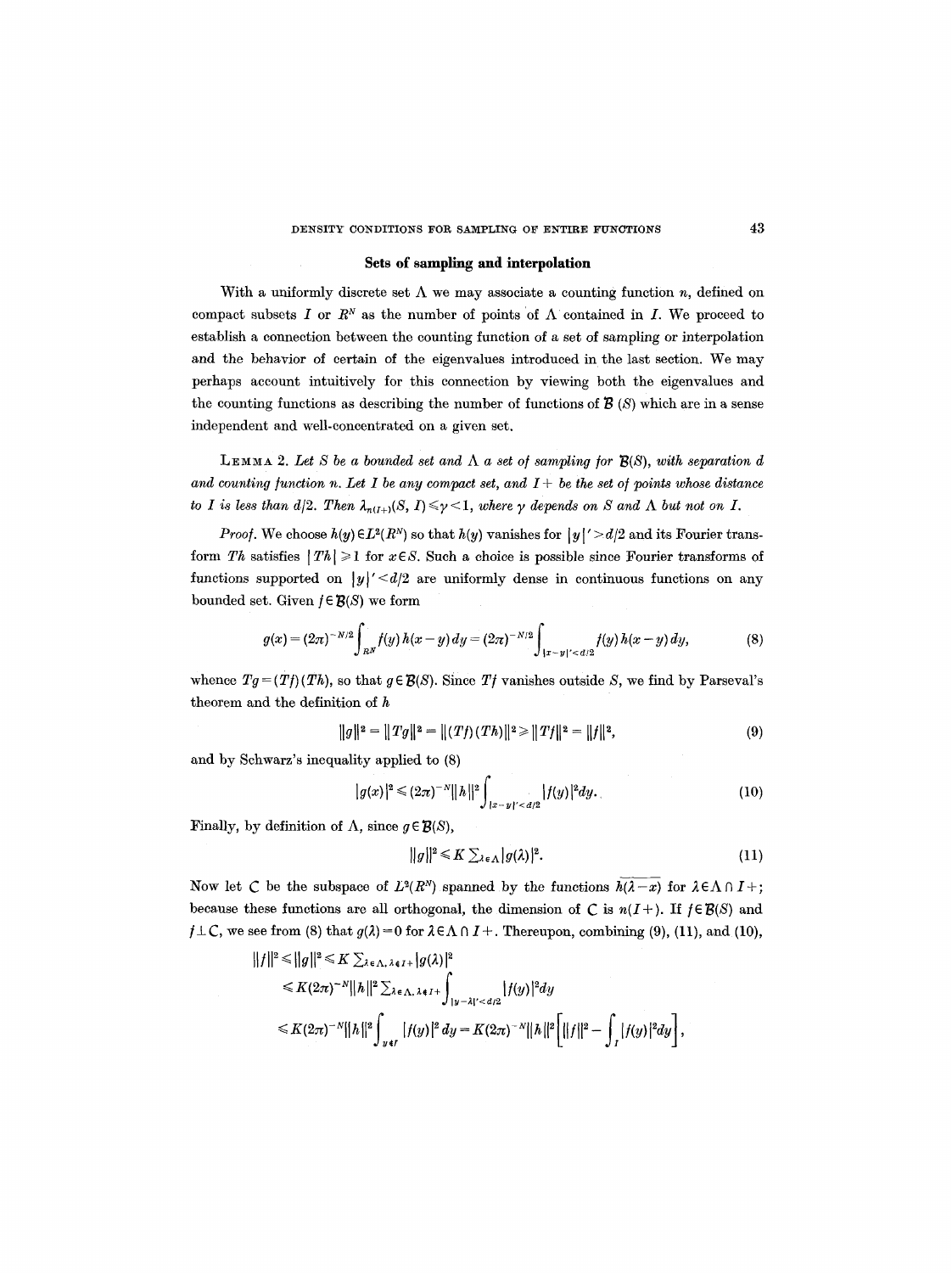## Sets of sampling and interpolation

With a uniformly discrete set $\Lambda$ we may associate a counting function $n$, defined on compact subsets $I$ or $R^N$ as the number of points of $\Lambda$ contained in $I$. We proceed to establish a connection between the counting function of a set of sampling or interpolation and the behavior of certain of the eigenvalues introduced in the last section. We may perhaps account intuitively for this connection by viewing both the eigenvalues and the counting functions as describing the number of functions of $\mathcal{B}(S)$ which are in a sense independent and well-concentrated on a given set.

**Lemma 2.** *Let $S$ be a bounded set and $\Lambda$ a set of sampling for $\mathcal{B}(S)$, with separation $d$ and counting function $n$. Let $I$ be any compact set, and $I+$ be the set of points whose distance to $I$ is less than $d/2$. Then $\lambda_{n(I+)}(S, I) \leqslant \gamma < 1$, where $\gamma$ depends on $S$ and $\Lambda$ but not on $I$.*

*Proof.* We choose $h(y) \in L^2(R^N)$ so that $h(y)$ vanishes for $|y|' > d/2$ and its Fourier transform $Th$ satisfies $|Th| \geqslant 1$ for $x \in S$. Such a choice is possible since Fourier transforms of functions supported on $|y|' < d/2$ are uniformly dense in continuous functions on any bounded set. Given $f \in \mathcal{B}(S)$ we form

$$g(x) = (2\pi)^{-N/2} \int_{R^N} f(y)\, h(x-y)\, dy = (2\pi)^{-N/2} \int_{|x-y|' < d/2} f(y)\, h(x-y)\, dy, \tag{8}$$

whence $Tg = (Tf)(Th)$, so that $g \in \mathcal{B}(S)$. Since $Tf$ vanishes outside $S$, we find by Parseval's theorem and the definition of $h$

$$\|g\|^2 = \|Tg\|^2 = \|(Tf)(Th)\|^2 \geqslant \|Tf\|^2 = \|f\|^2, \tag{9}$$

and by Schwarz's inequality applied to (8)

$$|g(x)|^2 \leqslant (2\pi)^{-N} \|h\|^2 \int_{|x-y|' < d/2} |f(y)|^2 dy. \tag{10}$$

Finally, by definition of $\Lambda$, since $g \in \mathcal{B}(S)$,

$$\|g\|^2 \leqslant K \sum_{\lambda \in \Lambda} |g(\lambda)|^2. \tag{11}$$

Now let $\mathcal{C}$ be the subspace of $L^2(R^N)$ spanned by the functions $\overline{h(\lambda - x)}$ for $\lambda \in \Lambda \cap I+$; because these functions are all orthogonal, the dimension of $\mathcal{C}$ is $n(I+)$. If $f \in \mathcal{B}(S)$ and $f \perp \mathcal{C}$, we see from (8) that $g(\lambda) = 0$ for $\lambda \in \Lambda \cap I+$. Thereupon, combining (9), (11), and (10),

$$\begin{aligned}
\|f\|^2 &\leqslant \|g\|^2 \leqslant K \sum_{\lambda \in \Lambda,\, \lambda \notin I+} |g(\lambda)|^2 \\
&\leqslant K (2\pi)^{-N} \|h\|^2 \sum_{\lambda \in \Lambda,\, \lambda \notin I+} \int_{|y-\lambda|' < d/2} |f(y)|^2 dy \\
&\leqslant K (2\pi)^{-N} \|h\|^2 \int_{y \notin I} |f(y)|^2\, dy = K (2\pi)^{-N} \|h\|^2 \left[ \|f\|^2 - \int_I |f(y)|^2 dy \right],
\end{aligned}$$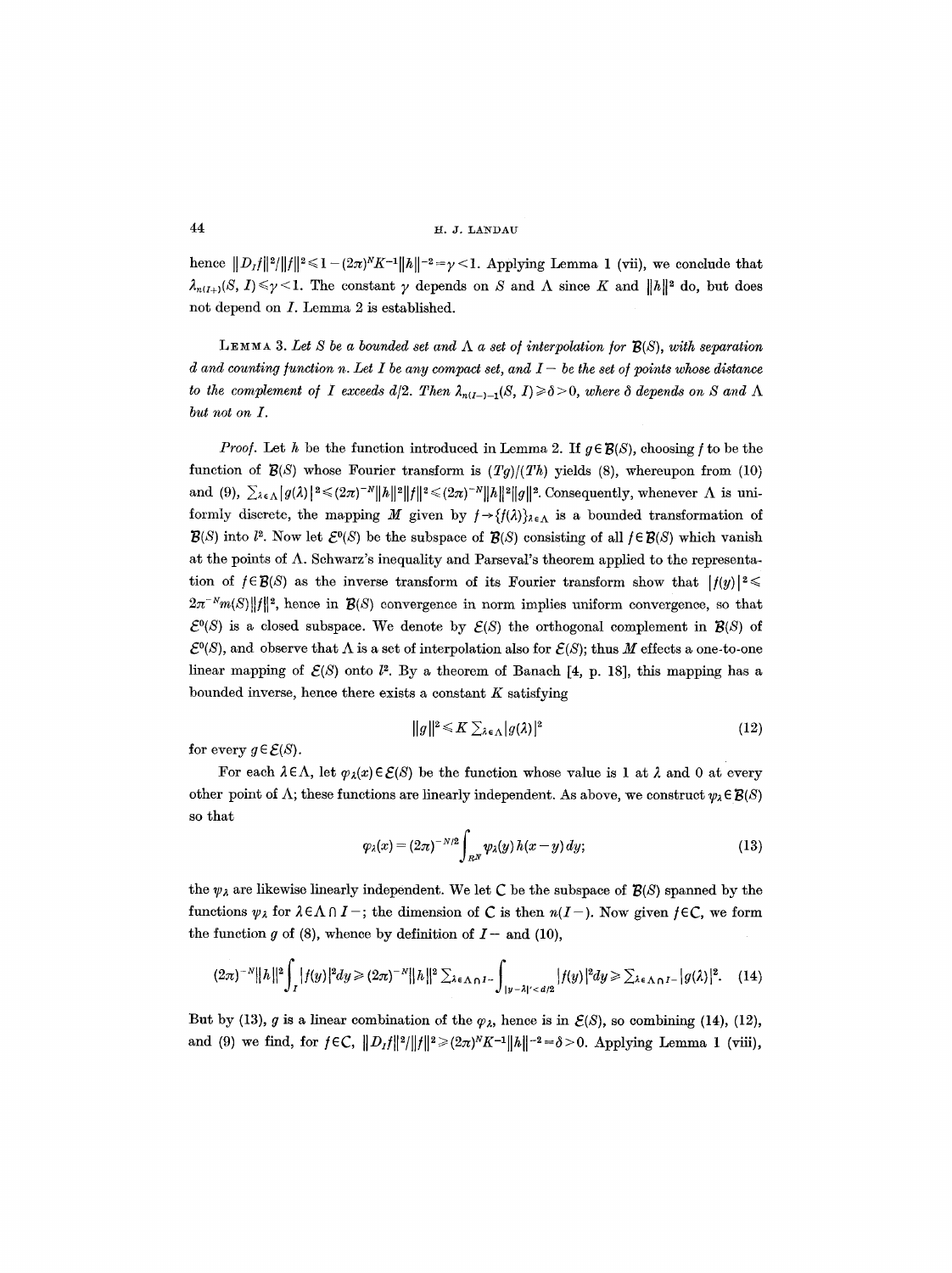hence $\|D_I f\|^2/\|f\|^2 \leqslant 1-(2\pi)^N K^{-1}\|h\|^{-2} = \gamma < 1$. Applying Lemma 1 (vii), we conclude that $\lambda_{n(I+)}(S, I) \leqslant \gamma < 1$. The constant $\gamma$ depends on $S$ and $\Lambda$ since $K$ and $\|h\|^2$ do, but does not depend on $I$. Lemma 2 is established.

LEMMA 3. *Let $S$ be a bounded set and $\Lambda$ a set of interpolation for $\mathcal{B}(S)$, with separation $d$ and counting function $n$. Let $I$ be any compact set, and $I-$ be the set of points whose distance to the complement of $I$ exceeds $d/2$. Then $\lambda_{n(I-)-1}(S, I) \geqslant \delta > 0$, where $\delta$ depends on $S$ and $\Lambda$ but not on $I$.*

*Proof.* Let $h$ be the function introduced in Lemma 2. If $g \in \mathcal{B}(S)$, choosing $f$ to be the function of $\mathcal{B}(S)$ whose Fourier transform is $(Tg)/(Th)$ yields (8), whereupon from (10) and (9), $\sum_{\lambda\in\Lambda}|g(\lambda)|^2 \leqslant (2\pi)^{-N}\|h\|^2\|f\|^2 \leqslant (2\pi)^{-N}\|h\|^2\|g\|^2$. Consequently, whenever $\Lambda$ is uniformly discrete, the mapping $M$ given by $f \to \{f(\lambda)\}_{\lambda\in\Lambda}$ is a bounded transformation of $\mathcal{B}(S)$ into $l^2$. Now let $\mathcal{E}^0(S)$ be the subspace of $\mathcal{B}(S)$ consisting of all $f \in \mathcal{B}(S)$ which vanish at the points of $\Lambda$. Schwarz's inequality and Parseval's theorem applied to the representation of $f \in \mathcal{B}(S)$ as the inverse transform of its Fourier transform show that $|f(y)|^2 \leqslant 2\pi^{-N} m(S)\|f\|^2$, hence in $\mathcal{B}(S)$ convergence in norm implies uniform convergence, so that $\mathcal{E}^0(S)$ is a closed subspace. We denote by $\mathcal{E}(S)$ the orthogonal complement in $\mathcal{B}(S)$ of $\mathcal{E}^0(S)$, and observe that $\Lambda$ is a set of interpolation also for $\mathcal{E}(S)$; thus $M$ effects a one-to-one linear mapping of $\mathcal{E}(S)$ onto $l^2$. By a theorem of Banach [4, p. 18], this mapping has a bounded inverse, hence there exists a constant $K$ satisfying

$$\|g\|^2 \leqslant K \sum_{\lambda\in\Lambda}|g(\lambda)|^2 \tag{12}$$

for every $g \in \mathcal{E}(S)$.

For each $\lambda \in \Lambda$, let $\varphi_\lambda(x) \in \mathcal{E}(S)$ be the function whose value is 1 at $\lambda$ and 0 at every other point of $\Lambda$; these functions are linearly independent. As above, we construct $\psi_\lambda \in \mathcal{B}(S)$ so that

$$\varphi_\lambda(x) = (2\pi)^{-N/2}\int_{R^N}\psi_\lambda(y)\,h(x-y)\,dy; \tag{13}$$

the $\psi_\lambda$ are likewise linearly independent. We let $\mathcal{C}$ be the subspace of $\mathcal{B}(S)$ spanned by the functions $\psi_\lambda$ for $\lambda \in \Lambda \cap I-$; the dimension of $\mathcal{C}$ is then $n(I-)$. Now given $f \in \mathcal{C}$, we form the function $g$ of (8), whence by definition of $I-$ and (10),

$$(2\pi)^{-N}\|h\|^2\int_I |f(y)|^2 dy \geqslant (2\pi)^{-N}\|h\|^2 \sum_{\lambda\in\Lambda\cap I-}\int_{|y-\lambda|<d/2}|f(y)|^2 dy \geqslant \sum_{\lambda\in\Lambda\cap I-}|g(\lambda)|^2. \tag{14}$$

But by (13), $g$ is a linear combination of the $\varphi_\lambda$, hence is in $\mathcal{E}(S)$, so combining (14), (12), and (9) we find, for $f \in \mathcal{C}$, $\|D_I f\|^2/\|f\|^2 \geqslant (2\pi)^N K^{-1}\|h\|^{-2} = \delta > 0$. Applying Lemma 1 (viii),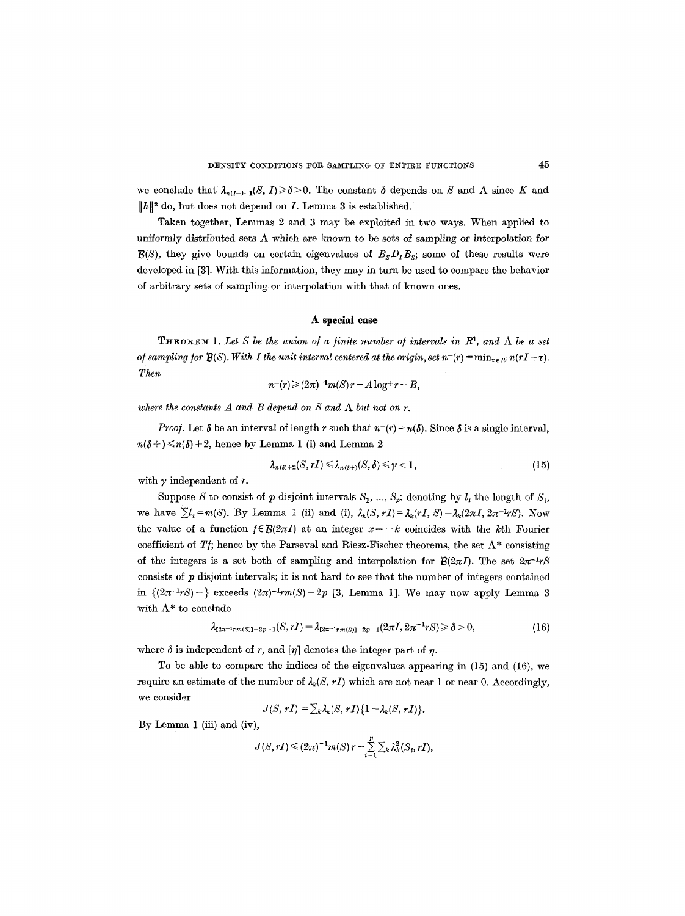we conclude that $\lambda_{n(I-)-1}(S, I) \geqslant \delta > 0$. The constant $\delta$ depends on $S$ and $\Lambda$ since $K$ and $\|h\|^2$ do, but does not depend on $I$. Lemma 3 is established.

Taken together, Lemmas 2 and 3 may be exploited in two ways. When applied to uniformly distributed sets $\Lambda$ which are known to be sets of sampling or interpolation for $\mathcal{B}(S)$, they give bounds on certain eigenvalues of $B_S D_I B_S$; some of these results were developed in [3]. With this information, they may in turn be used to compare the behavior of arbitrary sets of sampling or interpolation with that of known ones.

## A special case

THEOREM 1. *Let $S$ be the union of a finite number of intervals in $R^1$, and $\Lambda$ be a set of sampling for $\mathcal{B}(S)$. With $I$ the unit interval centered at the origin, set $n^-(r) = \min_{\tau \in R^1} n(rI + \tau)$. Then*

$$n^-(r) \geqslant (2\pi)^{-1} m(S) r - A \log^+ r - B,$$

*where the constants $A$ and $B$ depend on $S$ and $\Lambda$ but not on $r$.*

*Proof.* Let $\mathcal{I}$ be an interval of length $r$ such that $n^-(r) = n(\mathcal{I})$. Since $\mathcal{I}$ is a single interval, $n(\mathcal{I}+) \leqslant n(\mathcal{I}) + 2$, hence by Lemma 1 (i) and Lemma 2

$$\lambda_{n(\mathcal{I})+2}(S, rI) \leqslant \lambda_{n(\mathcal{I}+)}(S, \mathcal{I}) \leqslant \gamma < 1, \tag{15}$$

with $\gamma$ independent of $r$.

Suppose $S$ to consist of $p$ disjoint intervals $S_1, \ldots, S_p$; denoting by $l_i$ the length of $S_i$, we have $\sum l_i = m(S)$. By Lemma 1 (ii) and (i), $\lambda_k(S, rI) = \lambda_k(rI, S) = \lambda_k(2\pi I, 2\pi^{-1} rS)$. Now the value of a function $f \in \mathcal{B}(2\pi I)$ at an integer $x = -k$ coincides with the $k$th Fourier coefficient of $Tf$; hence by the Parseval and Riesz-Fischer theorems, the set $\Lambda^*$ consisting of the integers is a set both of sampling and interpolation for $\mathcal{B}(2\pi I)$. The set $2\pi^{-1} rS$ consists of $p$ disjoint intervals; it is not hard to see that the number of integers contained in $\{(2\pi^{-1} rS)-\}$ exceeds $(2\pi)^{-1} r m(S) - 2p$ [3, Lemma 1]. We may now apply Lemma 3 with $\Lambda^*$ to conclude

$$\lambda_{[2\pi^{-1} r m(S)] - 2p - 1}(S, rI) = \lambda_{[2\pi^{-1} r m(S)] - 2p - 1}(2\pi I, 2\pi^{-1} rS) \geqslant \delta > 0, \tag{16}$$

where $\delta$ is independent of $r$, and $[\eta]$ denotes the integer part of $\eta$.

To be able to compare the indices of the eigenvalues appearing in (15) and (16), we require an estimate of the number of $\lambda_k(S, rI)$ which are not near 1 or near 0. Accordingly, we consider

$$J(S, rI) = \sum_k \lambda_k(S, rI)\{1 - \lambda_k(S, rI)\}.$$

By Lemma 1 (iii) and (iv),

$$J(S, rI) \leqslant (2\pi)^{-1} m(S) r - \sum_{i=1}^{p} \sum_k \lambda_k^2(S_i, rI),$$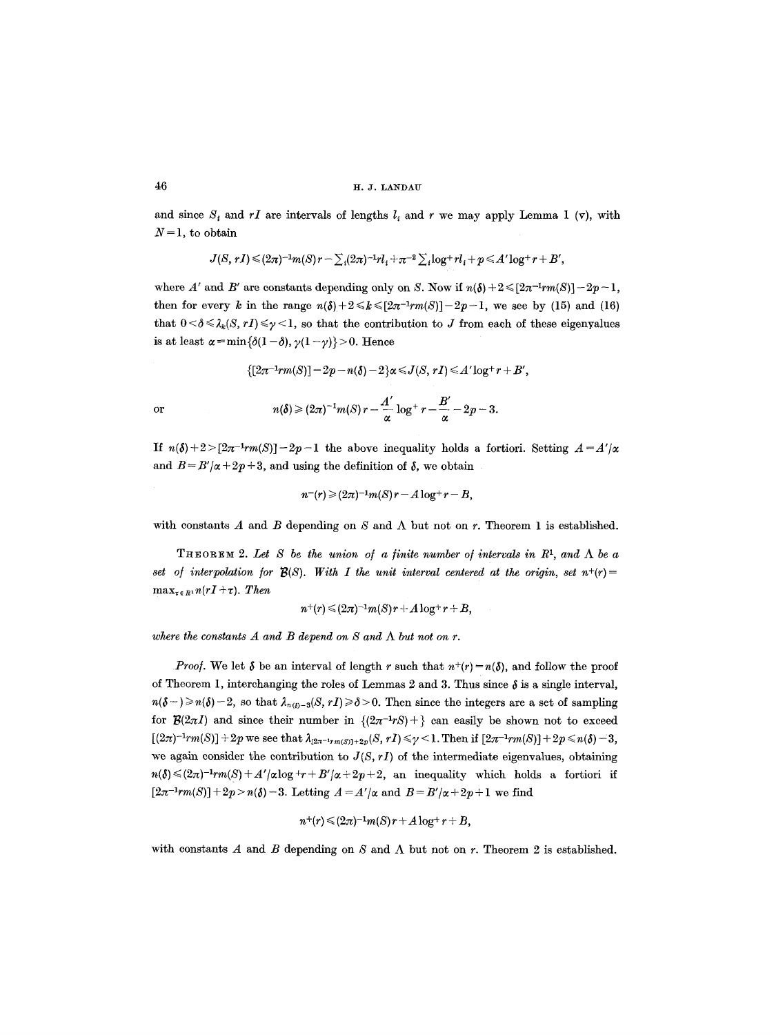and since $S_i$ and $rI$ are intervals of lengths $l_i$ and $r$ we may apply Lemma 1 (v), with $N=1$, to obtain

$$J(S, rI) \leqslant (2\pi)^{-1} m(S) r - \sum_i (2\pi)^{-1} r l_i + \pi^{-2} \sum_i \log^+ r l_i + p \leqslant A' \log^+ r + B',$$

where $A'$ and $B'$ are constants depending only on $S$. Now if $n(\delta)+2 \leqslant [2\pi^{-1} r m(S)] - 2p - 1$, then for every $k$ in the range $n(\delta)+2 \leqslant k \leqslant [2\pi^{-1} r m(S)] - 2p - 1$, we see by (15) and (16) that $0 < \delta \leqslant \lambda_k(S, rI) \leqslant \gamma < 1$, so that the contribution to $J$ from each of these eigenvalues is at least $\alpha = \min\{\delta(1-\delta), \gamma(1-\gamma)\} > 0$. Hence

$$\{[2\pi^{-1} r m(S)] - 2p - n(\delta) - 2\}\alpha \leqslant J(S, rI) \leqslant A' \log^+ r + B',$$

or

$$n(\delta) \geqslant (2\pi)^{-1} m(S) r - \frac{A'}{\alpha} \log^+ r - \frac{B'}{\alpha} - 2p - 3.$$

If $n(\delta)+2 > [2\pi^{-1} r m(S)] - 2p - 1$ the above inequality holds a fortiori. Setting $A = A'/\alpha$ and $B = B'/\alpha + 2p + 3$, and using the definition of $\delta$, we obtain

$$n^-(r) \geqslant (2\pi)^{-1} m(S) r - A \log^+ r - B,$$

with constants $A$ and $B$ depending on $S$ and $\Lambda$ but not on $r$. Theorem 1 is established.

THEOREM 2. *Let $S$ be the union of a finite number of intervals in $R^1$, and $\Lambda$ be a set of interpolation for $\mathcal{B}(S)$. With $I$ the unit interval centered at the origin, set $n^+(r) = \max_{\tau \in R^1} n(rI + \tau)$. Then*

$$n^+(r) \leqslant (2\pi)^{-1} m(S) r + A \log^+ r + B,$$

*where the constants $A$ and $B$ depend on $S$ and $\Lambda$ but not on $r$.*

*Proof.* We let $\delta$ be an interval of length $r$ such that $n^+(r) = n(\delta)$, and follow the proof of Theorem 1, interchanging the roles of Lemmas 2 and 3. Thus since $\delta$ is a single interval, $n(\delta -) \geqslant n(\delta) - 2$, so that $\lambda_{n(\delta)-3}(S, rI) \geqslant \delta > 0$. Then since the integers are a set of sampling for $\mathcal{B}(2\pi I)$ and since their number in $\{(2\pi^{-1} r S)+\}$ can easily be shown not to exceed $[(2\pi)^{-1} r m(S)] + 2p$ we see that $\lambda_{[2\pi^{-1} r m(S)]+2p}(S, rI) \leqslant \gamma < 1$. Then if $[2\pi^{-1} r m(S)] + 2p \leqslant n(\delta) - 3$, we again consider the contribution to $J(S, rI)$ of the intermediate eigenvalues, obtaining $n(\delta) \leqslant (2\pi)^{-1} r m(S) + A'/\alpha \log^+ r + B'/\alpha + 2p + 2$, an inequality which holds a fortiori if $[2\pi^{-1} r m(S)] + 2p > n(\delta) - 3$. Letting $A = A'/\alpha$ and $B = B'/\alpha + 2p + 1$ we find

$$n^+(r) \leqslant (2\pi)^{-1} m(S) r + A \log^+ r + B,$$

with constants $A$ and $B$ depending on $S$ and $\Lambda$ but not on $r$. Theorem 2 is established.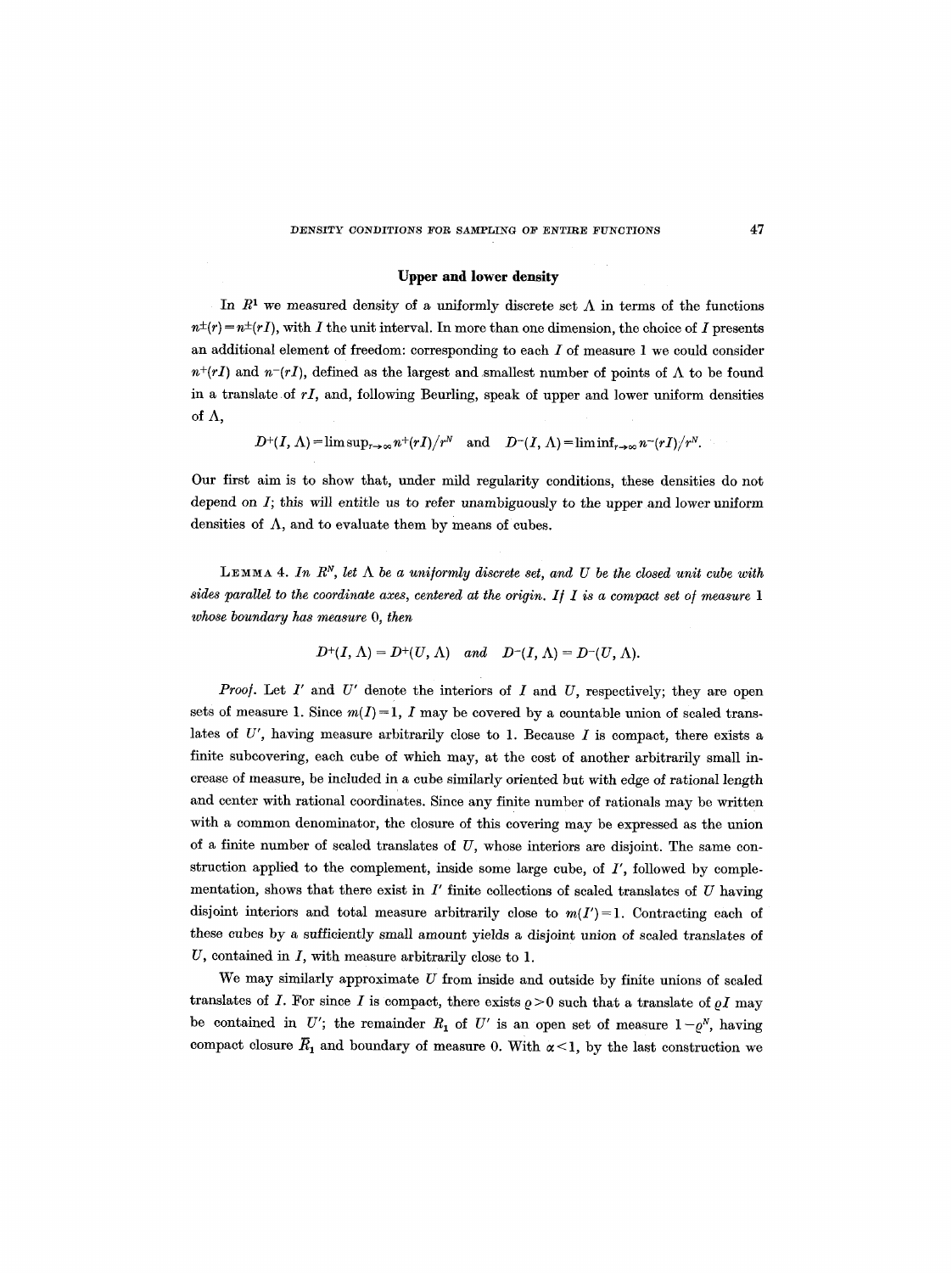## Upper and lower density

In $R^1$ we measured density of a uniformly discrete set $\Lambda$ in terms of the functions $n^{\pm}(r) = n^{\pm}(rI)$, with $I$ the unit interval. In more than one dimension, the choice of $I$ presents an additional element of freedom: corresponding to each $I$ of measure 1 we could consider $n^+(rI)$ and $n^-(rI)$, defined as the largest and smallest number of points of $\Lambda$ to be found in a translate of $rI$, and, following Beurling, speak of upper and lower uniform densities of $\Lambda$,

$$D^+(I, \Lambda) = \limsup_{r\to\infty} n^+(rI)/r^N \quad \text{and} \quad D^-(I, \Lambda) = \liminf_{r\to\infty} n^-(rI)/r^N.$$

Our first aim is to show that, under mild regularity conditions, these densities do not depend on $I$; this will entitle us to refer unambiguously to the upper and lower uniform densities of $\Lambda$, and to evaluate them by means of cubes.

LEMMA 4. *In $R^N$, let $\Lambda$ be a uniformly discrete set, and $U$ be the closed unit cube with sides parallel to the coordinate axes, centered at the origin. If $I$ is a compact set of measure 1 whose boundary has measure 0, then*

$$D^+(I, \Lambda) = D^+(U, \Lambda) \quad \text{and} \quad D^-(I, \Lambda) = D^-(U, \Lambda).$$

*Proof.* Let $I'$ and $U'$ denote the interiors of $I$ and $U$, respectively; they are open sets of measure 1. Since $m(I) = 1$, $I$ may be covered by a countable union of scaled translates of $U'$, having measure arbitrarily close to 1. Because $I$ is compact, there exists a finite subcovering, each cube of which may, at the cost of another arbitrarily small increase of measure, be included in a cube similarly oriented but with edge of rational length and center with rational coordinates. Since any finite number of rationals may be written with a common denominator, the closure of this covering may be expressed as the union of a finite number of scaled translates of $U$, whose interiors are disjoint. The same construction applied to the complement, inside some large cube, of $I'$, followed by complementation, shows that there exist in $I'$ finite collections of scaled translates of $U$ having disjoint interiors and total measure arbitrarily close to $m(I') = 1$. Contracting each of these cubes by a sufficiently small amount yields a disjoint union of scaled translates of $U$, contained in $I$, with measure arbitrarily close to 1.

We may similarly approximate $U$ from inside and outside by finite unions of scaled translates of $I$. For since $I$ is compact, there exists $\varrho > 0$ such that a translate of $\varrho I$ may be contained in $U'$; the remainder $R_1$ of $U'$ is an open set of measure $1 - \varrho^N$, having compact closure $\bar{R}_1$ and boundary of measure 0. With $\alpha < 1$, by the last construction we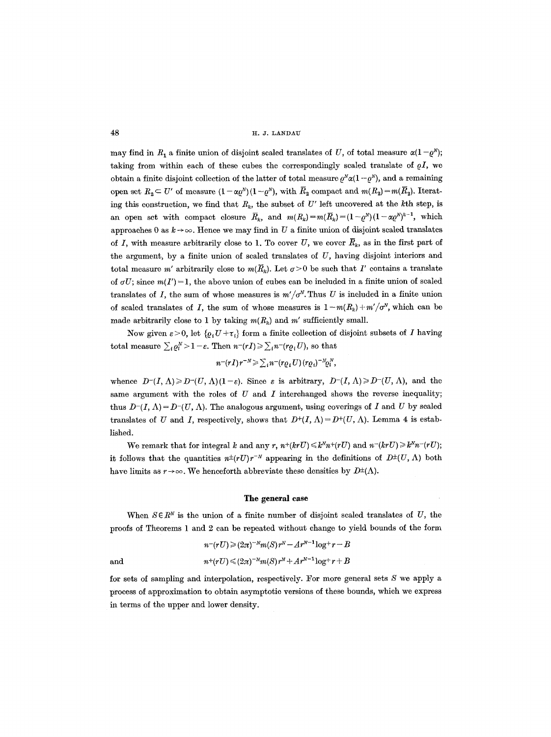may find in $R_1$ a finite union of disjoint scaled translates of $U$, of total measure $\alpha(1-\varrho^N)$; taking from within each of these cubes the correspondingly scaled translate of $\varrho I$, we obtain a finite disjoint collection of the latter of total measure $\varrho^N\alpha(1-\varrho^N)$, and a remaining open set $R_2 \subset U'$ of measure $(1-\alpha\varrho^N)(1-\varrho^N)$, with $\bar{R}_2$ compact and $m(R_2)=m(\bar{R}_2)$. Iterating this construction, we find that $R_k$, the subset of $U'$ left uncovered at the $k$th step, is an open set with compact closure $\bar{R}_k$, and $m(R_k)=m(\bar{R}_k)=(1-\varrho^N)(1-\alpha\varrho^N)^{k-1}$, which approaches 0 as $k\to\infty$. Hence we may find in $U$ a finite union of disjoint scaled translates of $I$, with measure arbitrarily close to 1. To cover $U$, we cover $\bar{R}_k$, as in the first part of the argument, by a finite union of scaled translates of $U$, having disjoint interiors and total measure $m'$ arbitrarily close to $m(\bar{R}_k)$. Let $\sigma>0$ be such that $I'$ contains a translate of $\sigma U$; since $m(I')=1$, the above union of cubes can be included in a finite union of scaled translates of $I$, the sum of whose measures is $m'/\sigma^N$. Thus $U$ is included in a finite union of scaled translates of $I$, the sum of whose measures is $1-m(R_k)+m'/\sigma^N$, which can be made arbitrarily close to 1 by taking $m(R_k)$ and $m'$ sufficiently small.

Now given $\varepsilon>0$, let $\{\varrho_i U+\tau_i\}$ form a finite collection of disjoint subsets of $I$ having total measure $\sum_i \varrho_i^N > 1-\varepsilon$. Then $n^-(rI)\geqslant \sum_i n^-(r\varrho_i U)$, so that

$$n^-(rI)r^{-N}\geqslant \sum_i n^-(r\varrho_i U)(r\varrho_i)^{-N}\varrho_i^N,$$

whence $D^-(I,\Lambda)\geqslant D^-(U,\Lambda)(1-\varepsilon)$. Since $\varepsilon$ is arbitrary, $D^-(I,\Lambda)\geqslant D^-(U,\Lambda)$, and the same argument with the roles of $U$ and $I$ interchanged shows the reverse inequality; thus $D^-(I,\Lambda)=D^-(U,\Lambda)$. The analogous argument, using coverings of $I$ and $U$ by scaled translates of $U$ and $I$, respectively, shows that $D^+(I,\Lambda)=D^+(U,\Lambda)$. Lemma 4 is established.

We remark that for integral $k$ and any $r$, $n^+(krU)\leqslant k^N n^+(rU)$ and $n^-(krU)\geqslant k^N n^-(rU)$; it follows that the quantities $n^\pm(rU)r^{-N}$ appearing in the definitions of $D^\pm(U,\Lambda)$ both have limits as $r\to\infty$. We henceforth abbreviate these densities by $D^\pm(\Lambda)$.

### The general case

When $S\in R^N$ is the union of a finite number of disjoint scaled translates of $U$, the proofs of Theorems 1 and 2 can be repeated without change to yield bounds of the form

$$n^-(rU)\geqslant (2\pi)^{-N}m(S)r^N - Ar^{N-1}\log^+ r - B$$

and

$$n^+(rU)\leqslant (2\pi)^{-N}m(S)r^N + Ar^{N-1}\log^+ r + B$$

for sets of sampling and interpolation, respectively. For more general sets $S$ we apply a process of approximation to obtain asymptotic versions of these bounds, which we express in terms of the upper and lower density.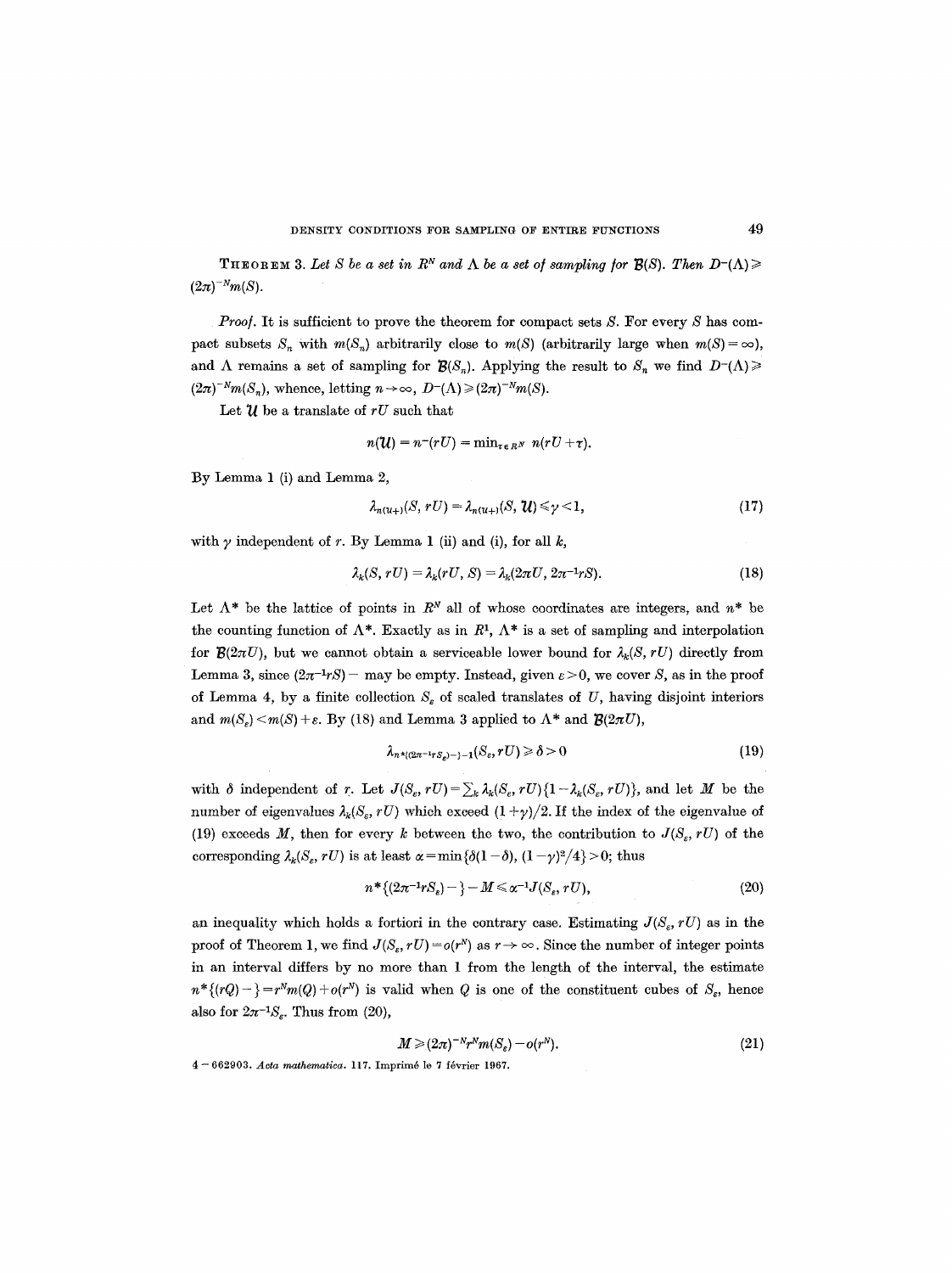**THEOREM 3.** *Let $S$ be a set in $R^N$ and $\Lambda$ be a set of sampling for $\mathcal{B}(S)$. Then $D^-(\Lambda) \geqslant (2\pi)^{-N}m(S)$.*

*Proof.* It is sufficient to prove the theorem for compact sets $S$. For every $S$ has compact subsets $S_n$ with $m(S_n)$ arbitrarily close to $m(S)$ (arbitrarily large when $m(S) = \infty$), and $\Lambda$ remains a set of sampling for $\mathcal{B}(S_n)$. Applying the result to $S_n$ we find $D^-(\Lambda) \geqslant (2\pi)^{-N}m(S_n)$, whence, letting $n \to \infty$, $D^-(\Lambda) \geqslant (2\pi)^{-N}m(S)$.

Let $\mathcal{U}$ be a translate of $rU$ such that

$$n(\mathcal{U}) = n^-(rU) = \min_{\tau \in R^N} n(rU + \tau).$$

By Lemma 1 (i) and Lemma 2,

$$\lambda_{n(\mathcal{U}+)}(S, rU) = \lambda_{n(\mathcal{U}+)}(S, \mathcal{U}) \leqslant \gamma < 1, \tag{17}$$

with $\gamma$ independent of $r$. By Lemma 1 (ii) and (i), for all $k$,

$$\lambda_k(S, rU) = \lambda_k(rU, S) = \lambda_k(2\pi U, 2\pi^{-1}rS). \tag{18}$$

Let $\Lambda^*$ be the lattice of points in $R^N$ all of whose coordinates are integers, and $n^*$ be the counting function of $\Lambda^*$. Exactly as in $R^1$, $\Lambda^*$ is a set of sampling and interpolation for $\mathcal{B}(2\pi U)$, but we cannot obtain a serviceable lower bound for $\lambda_k(S, rU)$ directly from Lemma 3, since $(2\pi^{-1}rS)-$ may be empty. Instead, given $\varepsilon > 0$, we cover $S$, as in the proof of Lemma 4, by a finite collection $S_\varepsilon$ of scaled translates of $U$, having disjoint interiors and $m(S_\varepsilon) < m(S) + \varepsilon$. By (18) and Lemma 3 applied to $\Lambda^*$ and $\mathcal{B}(2\pi U)$,

$$\lambda_{n^*\{(2\pi^{-1}rS_\varepsilon)-\}-1}(S_\varepsilon, rU) \geqslant \delta > 0 \tag{19}$$

with $\delta$ independent of $r$. Let $J(S_\varepsilon, rU) = \sum_k \lambda_k(S_\varepsilon, rU)\{1 - \lambda_k(S_\varepsilon, rU)\}$, and let $M$ be the number of eigenvalues $\lambda_k(S_\varepsilon, rU)$ which exceed $(1+\gamma)/2$. If the index of the eigenvalue of (19) exceeds $M$, then for every $k$ between the two, the contribution to $J(S_\varepsilon, rU)$ of the corresponding $\lambda_k(S_\varepsilon, rU)$ is at least $\alpha = \min\{\delta(1-\delta), (1-\gamma)^2/4\} > 0$; thus

$$n^*\{(2\pi^{-1}rS_\varepsilon)-\} - M \leqslant \alpha^{-1}J(S_\varepsilon, rU), \tag{20}$$

an inequality which holds a fortiori in the contrary case. Estimating $J(S_\varepsilon, rU)$ as in the proof of Theorem 1, we find $J(S_\varepsilon, rU) = o(r^N)$ as $r \to \infty$. Since the number of integer points in an interval differs by no more than 1 from the length of the interval, the estimate $n^*\{(rQ)-\} = r^N m(Q) + o(r^N)$ is valid when $Q$ is one of the constituent cubes of $S_\varepsilon$, hence also for $2\pi^{-1}S_\varepsilon$. Thus from (20),

$$M \geqslant (2\pi)^{-N} r^N m(S_\varepsilon) - o(r^N). \tag{21}$$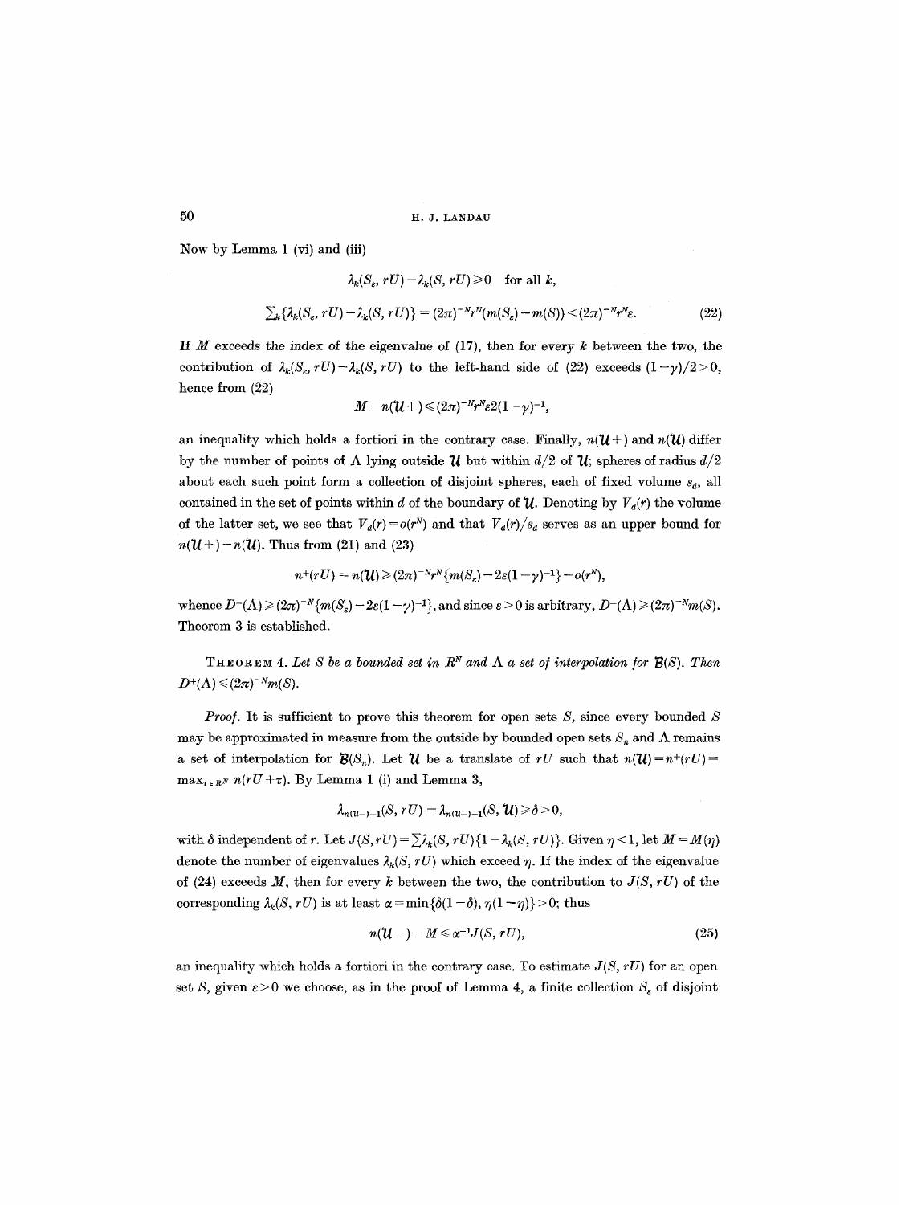Now by Lemma 1 (vi) and (iii)

$$\lambda_k(S_\varepsilon, rU) - \lambda_k(S, rU) \geq 0 \quad \text{for all } k,$$

$$\sum_k \{\lambda_k(S_\varepsilon, rU) - \lambda_k(S, rU)\} = (2\pi)^{-N} r^N (m(S_\varepsilon) - m(S)) < (2\pi)^{-N} r^N \varepsilon. \tag{22}$$

If $M$ exceeds the index of the eigenvalue of (17), then for every $k$ between the two, the contribution of $\lambda_k(S_\varepsilon, rU) - \lambda_k(S, rU)$ to the left-hand side of (22) exceeds $(1-\gamma)/2 > 0$, hence from (22)

$$M - n(\mathcal{U}+) \leq (2\pi)^{-N} r^N \varepsilon 2(1-\gamma)^{-1},$$

an inequality which holds a fortiori in the contrary case. Finally, $n(\mathcal{U}+)$ and $n(\mathcal{U})$ differ by the number of points of $\Lambda$ lying outside $\mathcal{U}$ but within $d/2$ of $\mathcal{U}$; spheres of radius $d/2$ about each such point form a collection of disjoint spheres, each of fixed volume $s_d$, all contained in the set of points within $d$ of the boundary of $\mathcal{U}$. Denoting by $V_d(r)$ the volume of the latter set, we see that $V_d(r) = o(r^N)$ and that $V_d(r)/s_d$ serves as an upper bound for $n(\mathcal{U}+) - n(\mathcal{U})$. Thus from (21) and (23)

$$n^+(rU) = n(\mathcal{U}) \geq (2\pi)^{-N} r^N \{m(S_\varepsilon) - 2\varepsilon(1-\gamma)^{-1}\} - o(r^N),$$

whence $D^-(\Lambda) \geq (2\pi)^{-N}\{m(S_\varepsilon) - 2\varepsilon(1-\gamma)^{-1}\}$, and since $\varepsilon > 0$ is arbitrary, $D^-(\Lambda) \geq (2\pi)^{-N} m(S)$. Theorem 3 is established.

THEOREM 4. *Let $S$ be a bounded set in $R^N$ and $\Lambda$ a set of interpolation for $\mathcal{B}(S)$. Then $D^+(\Lambda) \leq (2\pi)^{-N} m(S)$.*

*Proof.* It is sufficient to prove this theorem for open sets $S$, since every bounded $S$ may be approximated in measure from the outside by bounded open sets $S_n$ and $\Lambda$ remains a set of interpolation for $\mathcal{B}(S_n)$. Let $\mathcal{U}$ be a translate of $rU$ such that $n(\mathcal{U}) = n^+(rU) = \max_{\tau \in R^N} n(rU + \tau)$. By Lemma 1 (i) and Lemma 3,

$$\lambda_{n(\mathcal{U}-)-1}(S, rU) = \lambda_{n(\mathcal{U}-)-1}(S, \mathcal{U}) \geq \delta > 0,$$

with $\delta$ independent of $r$. Let $J(S, rU) = \sum \lambda_k(S, rU)\{1 - \lambda_k(S, rU)\}$. Given $\eta < 1$, let $M = M(\eta)$ denote the number of eigenvalues $\lambda_k(S, rU)$ which exceed $\eta$. If the index of the eigenvalue of (24) exceeds $M$, then for every $k$ between the two, the contribution to $J(S, rU)$ of the corresponding $\lambda_k(S, rU)$ is at least $\alpha = \min\{\delta(1-\delta), \eta(1-\eta)\} > 0$; thus

$$n(\mathcal{U}-) - M \leq \alpha^{-1} J(S, rU), \tag{25}$$

an inequality which holds a fortiori in the contrary case. To estimate $J(S, rU)$ for an open set $S$, given $\varepsilon > 0$ we choose, as in the proof of Lemma 4, a finite collection $S_\varepsilon$ of disjoint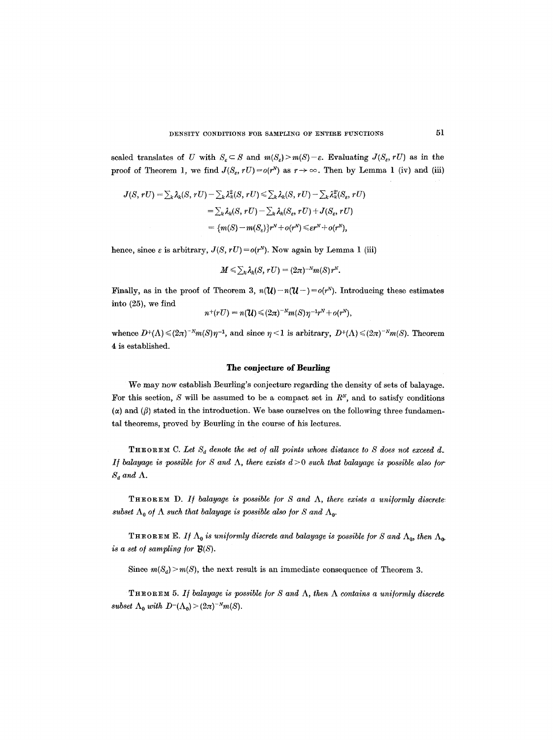scaled translates of $U$ with $S_\varepsilon \subset S$ and $m(S_\varepsilon) > m(S) - \varepsilon$. Evaluating $J(S_\varepsilon, rU)$ as in the proof of Theorem 1, we find $J(S_\varepsilon, rU) = o(r^N)$ as $r \to \infty$. Then by Lemma 1 (iv) and (iii)

$$\begin{aligned} J(S, rU) &= \sum_k \lambda_k(S, rU) - \sum_k \lambda_k^2(S, rU) \leqslant \sum_k \lambda_k(S, rU) - \sum_k \lambda_k^2(S_\varepsilon, rU) \\ &= \sum_k \lambda_k(S, rU) - \sum_k \lambda_k(S_\varepsilon, rU) + J(S_\varepsilon, rU) \\ &= \{m(S) - m(S_\varepsilon)\} r^N + o(r^N) \leqslant \varepsilon r^N + o(r^N), \end{aligned}$$

hence, since $\varepsilon$ is arbitrary, $J(S, rU) = o(r^N)$. Now again by Lemma 1 (iii)

$$M \leqslant \sum_k \lambda_k(S, rU) = (2\pi)^{-N} m(S) r^N.$$

Finally, as in the proof of Theorem 3, $n(\mathcal{U}) - n(\mathcal{U}-) = o(r^N)$. Introducing these estimates into (25), we find

$$n^+(rU) = n(\mathcal{U}) \leqslant (2\pi)^{-N} m(S) \eta^{-1} r^N + o(r^N),$$

whence $D^+(\Lambda) \leqslant (2\pi)^{-N} m(S) \eta^{-1}$, and since $\eta < 1$ is arbitrary, $D^+(\Lambda) \leqslant (2\pi)^{-N} m(S)$. Theorem 4 is established.

## The conjecture of Beurling

We may now establish Beurling's conjecture regarding the density of sets of balayage. For this section, $S$ will be assumed to be a compact set in $R^N$, and to satisfy conditions $(\alpha)$ and $(\beta)$ stated in the introduction. We base ourselves on the following three fundamental theorems, proved by Beurling in the course of his lectures.

**Theorem C.** *Let $S_d$ denote the set of all points whose distance to $S$ does not exceed $d$. If balayage is possible for $S$ and $\Lambda$, there exists $d > 0$ such that balayage is possible also for $S_d$ and $\Lambda$.*

**Theorem D.** *If balayage is possible for $S$ and $\Lambda$, there exists a uniformly discrete subset $\Lambda_0$ of $\Lambda$ such that balayage is possible also for $S$ and $\Lambda_0$.*

**Theorem E.** *If $\Lambda_0$ is uniformly discrete and balayage is possible for $S$ and $\Lambda_0$, then $\Lambda_0$ is a set of sampling for $\mathcal{B}(S)$.*

Since $m(S_d) > m(S)$, the next result is an immediate consequence of Theorem 3.

**Theorem 5.** *If balayage is possible for $S$ and $\Lambda$, then $\Lambda$ contains a uniformly discrete subset $\Lambda_0$ with $D^-(\Lambda_0) > (2\pi)^{-N} m(S)$.*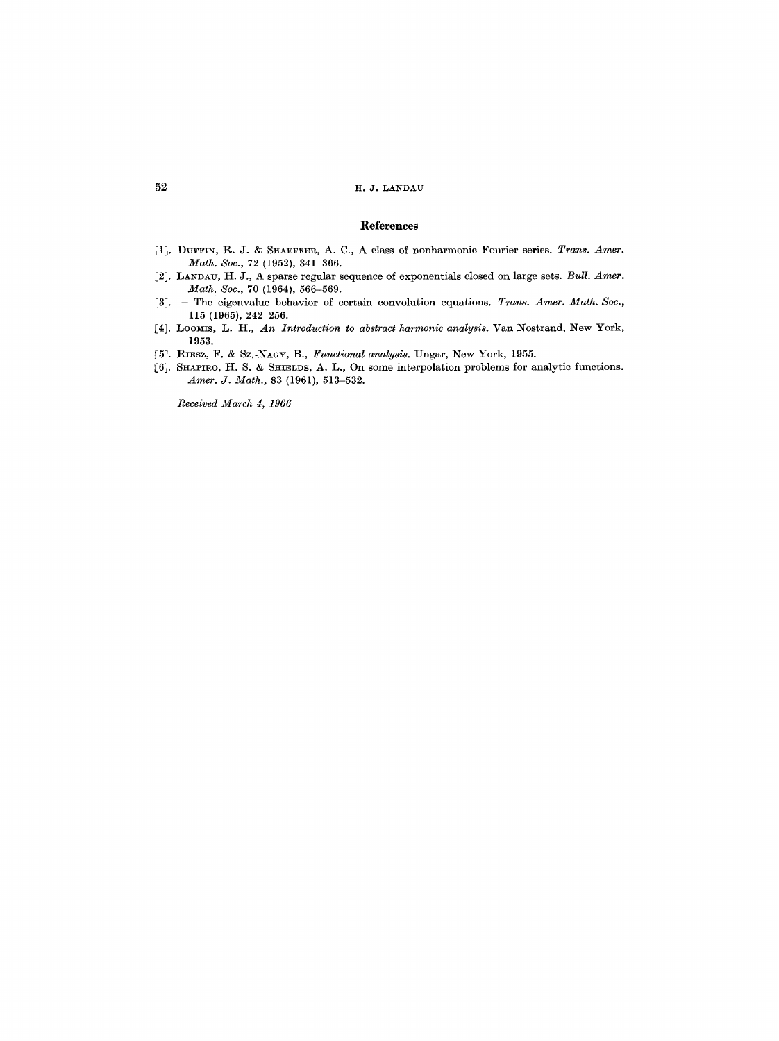## References

[1]. Duffin, R. J. & Shaeffer, A. C., A class of nonharmonic Fourier series. *Trans. Amer. Math. Soc.*, 72 (1952), 341–366.

[2]. Landau, H. J., A sparse regular sequence of exponentials closed on large sets. *Bull. Amer. Math. Soc.*, 70 (1964), 566–569.

[3]. — The eigenvalue behavior of certain convolution equations. *Trans. Amer. Math. Soc.*, 115 (1965), 242–256.

[4]. Loomis, L. H., *An Introduction to abstract harmonic analysis*. Van Nostrand, New York, 1953.

[5]. Riesz, F. & Sz.-Nagy, B., *Functional analysis*. Ungar, New York, 1955.

[6]. Shapiro, H. S. & Shields, A. L., On some interpolation problems for analytic functions. *Amer. J. Math.*, 83 (1961), 513–532.

*Received March 4, 1966*